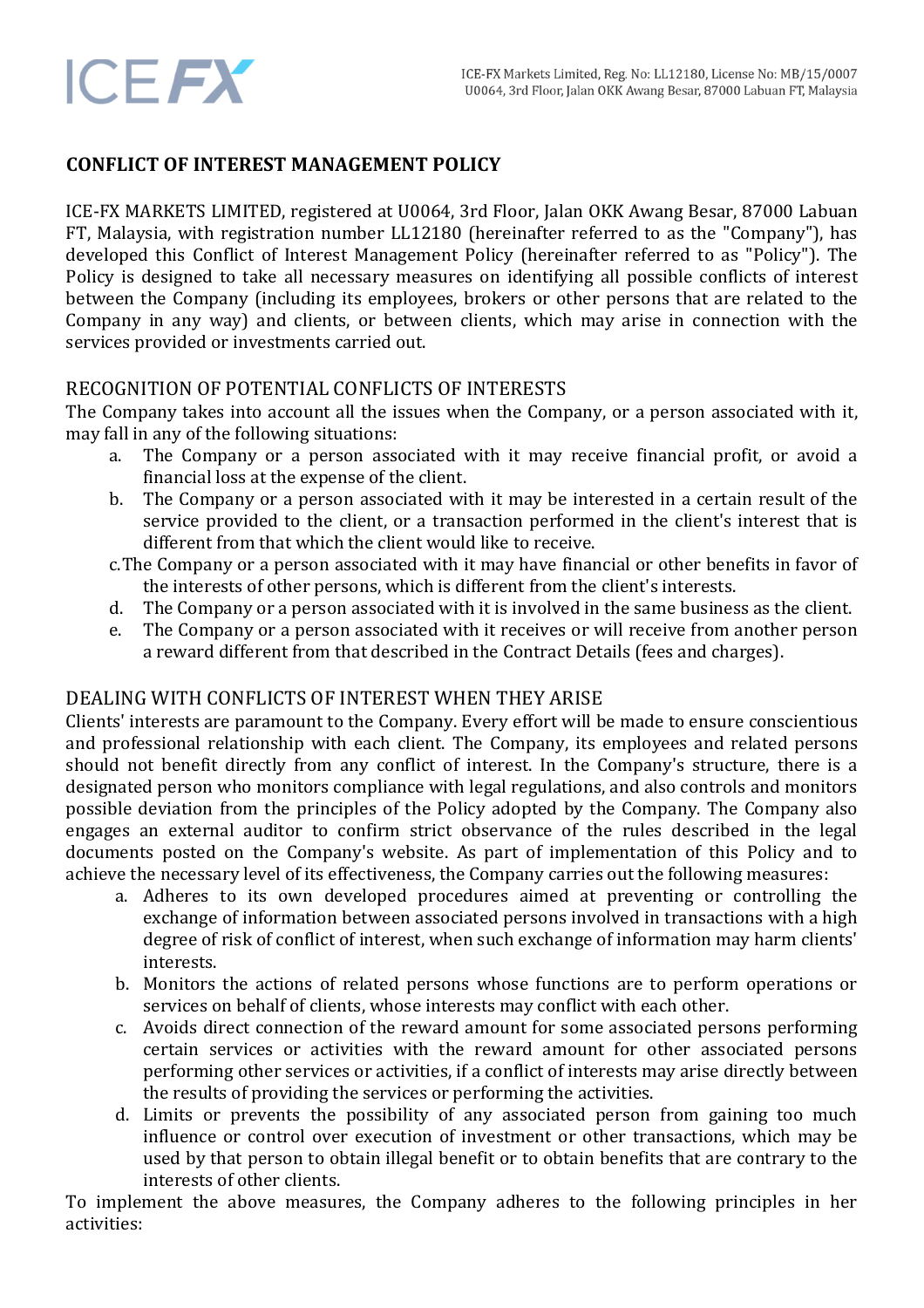# CONFLICT OF INTEREST MANAGEMENT POLICY

ICE-FX MARKETS LIMITED, registered at U0064, 3rd Floor, Jalan OKK Awang Besar, 87000 Labuan FT, Malaysia, with registration number LL12180 (hereinafter referred to as the "Company"), has developed this Conflict of Interest Management Policy (hereinafter referred to as "Policy"). The Policy is designed to take all necessary measures on identifying all possible conflicts of interest between the Company (including its employees, brokers or other persons that are related to the Company in any way) and clients, or between clients, which may arise in connection with the services provided or investments carried out.

## RECOGNITION OF POTENTIAL CONFLICTS OF INTERESTS

The Company takes into account all the issues when the Company, or a person associated with it, may fall in any of the following situations:

a. The Company or a person associated with it may receive financial profit, or avoid a financial loss at the expense of the client.
b. The Company or a person associated with it may be interested in a certain result of the service provided to the client, or a transaction performed in the client's interest that is different from that which the client would like to receive.
c. The Company or a person associated with it may have financial or other benefits in favor of the interests of other persons, which is different from the client's interests.
d. The Company or a person associated with it is involved in the same business as the client.
e. The Company or a person associated with it receives or will receive from another person a reward different from that described in the Contract Details (fees and charges).

## DEALING WITH CONFLICTS OF INTEREST WHEN THEY ARISE

Clients' interests are paramount to the Company. Every effort will be made to ensure conscientious and professional relationship with each client. The Company, its employees and related persons should not benefit directly from any conflict of interest. In the Company's structure, there is a designated person who monitors compliance with legal regulations, and also controls and monitors possible deviation from the principles of the Policy adopted by the Company. The Company also engages an external auditor to confirm strict observance of the rules described in the legal documents posted on the Company's website. As part of implementation of this Policy and to achieve the necessary level of its effectiveness, the Company carries out the following measures:

a. Adheres to its own developed procedures aimed at preventing or controlling the exchange of information between associated persons involved in transactions with a high degree of risk of conflict of interest, when such exchange of information may harm clients' interests.
b. Monitors the actions of related persons whose functions are to perform operations or services on behalf of clients, whose interests may conflict with each other.
c. Avoids direct connection of the reward amount for some associated persons performing certain services or activities with the reward amount for other associated persons performing other services or activities, if a conflict of interests may arise directly between the results of providing the services or performing the activities.
d. Limits or prevents the possibility of any associated person from gaining too much influence or control over execution of investment or other transactions, which may be used by that person to obtain illegal benefit or to obtain benefits that are contrary to the interests of other clients.

To implement the above measures, the Company adheres to the following principles in her activities: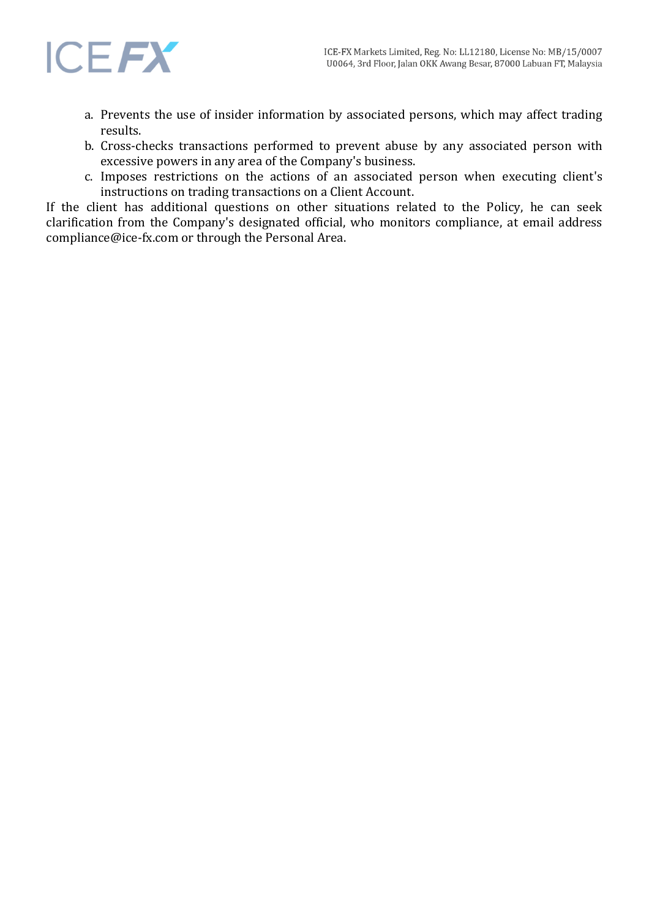a. Prevents the use of insider information by associated persons, which may affect trading results.
b. Cross-checks transactions performed to prevent abuse by any associated person with excessive powers in any area of the Company's business.
c. Imposes restrictions on the actions of an associated person when executing client's instructions on trading transactions on a Client Account.

If the client has additional questions on other situations related to the Policy, he can seek clarification from the Company's designated official, who monitors compliance, at email address compliance@ice-fx.com or through the Personal Area.